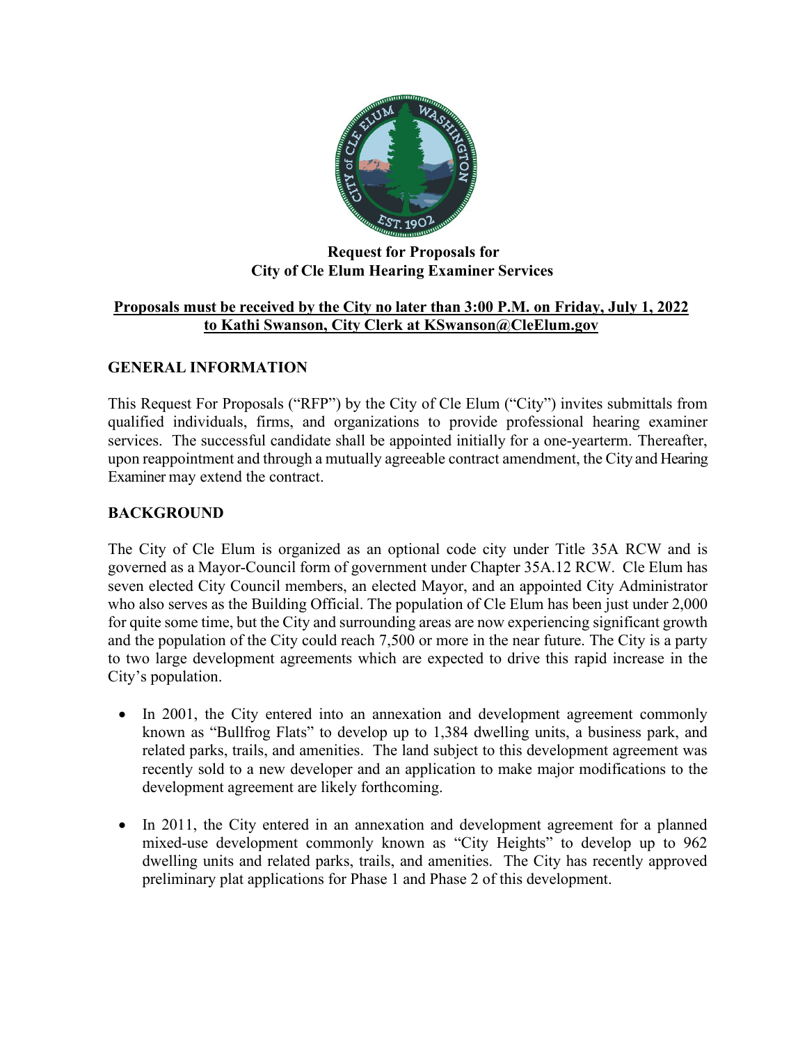# Request for Proposals for City of Cle Elum Hearing Examiner Services

**Proposals must be received by the City no later than 3:00 P.M. on Friday, July 1, 2022 to Kathi Swanson, City Clerk at KSwanson@CleElum.gov**

## GENERAL INFORMATION

This Request For Proposals ("RFP") by the City of Cle Elum ("City") invites submittals from qualified individuals, firms, and organizations to provide professional hearing examiner services. The successful candidate shall be appointed initially for a one-yearterm. Thereafter, upon reappointment and through a mutually agreeable contract amendment, the City and Hearing Examiner may extend the contract.

## BACKGROUND

The City of Cle Elum is organized as an optional code city under Title 35A RCW and is governed as a Mayor-Council form of government under Chapter 35A.12 RCW. Cle Elum has seven elected City Council members, an elected Mayor, and an appointed City Administrator who also serves as the Building Official. The population of Cle Elum has been just under 2,000 for quite some time, but the City and surrounding areas are now experiencing significant growth and the population of the City could reach 7,500 or more in the near future. The City is a party to two large development agreements which are expected to drive this rapid increase in the City's population.

- In 2001, the City entered into an annexation and development agreement commonly known as "Bullfrog Flats" to develop up to 1,384 dwelling units, a business park, and related parks, trails, and amenities. The land subject to this development agreement was recently sold to a new developer and an application to make major modifications to the development agreement are likely forthcoming.

- In 2011, the City entered in an annexation and development agreement for a planned mixed-use development commonly known as "City Heights" to develop up to 962 dwelling units and related parks, trails, and amenities. The City has recently approved preliminary plat applications for Phase 1 and Phase 2 of this development.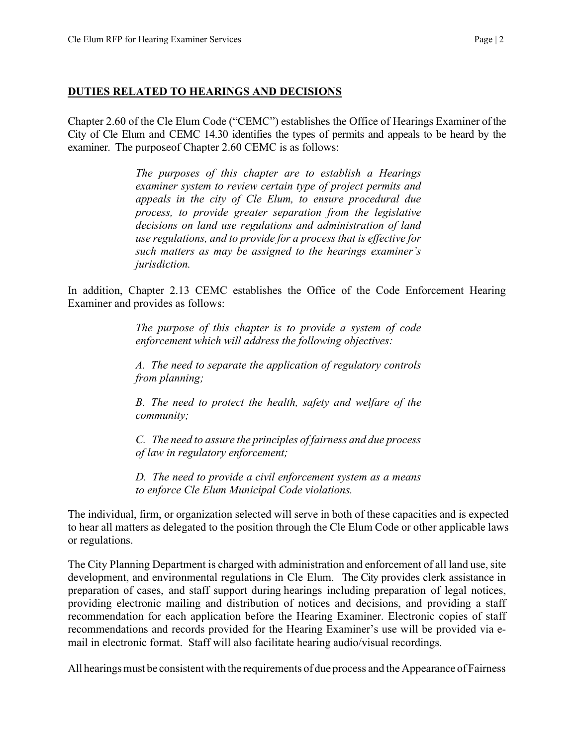## DUTIES RELATED TO HEARINGS AND DECISIONS

Chapter 2.60 of the Cle Elum Code ("CEMC") establishes the Office of Hearings Examiner of the City of Cle Elum and CEMC 14.30 identifies the types of permits and appeals to be heard by the examiner. The purposeof Chapter 2.60 CEMC is as follows:

> *The purposes of this chapter are to establish a Hearings examiner system to review certain type of project permits and appeals in the city of Cle Elum, to ensure procedural due process, to provide greater separation from the legislative decisions on land use regulations and administration of land use regulations, and to provide for a process that is effective for such matters as may be assigned to the hearings examiner's jurisdiction.*

In addition, Chapter 2.13 CEMC establishes the Office of the Code Enforcement Hearing Examiner and provides as follows:

> *The purpose of this chapter is to provide a system of code enforcement which will address the following objectives:*
>
> *A. The need to separate the application of regulatory controls from planning;*
>
> *B. The need to protect the health, safety and welfare of the community;*
>
> *C. The need to assure the principles of fairness and due process of law in regulatory enforcement;*
>
> *D. The need to provide a civil enforcement system as a means to enforce Cle Elum Municipal Code violations.*

The individual, firm, or organization selected will serve in both of these capacities and is expected to hear all matters as delegated to the position through the Cle Elum Code or other applicable laws or regulations.

The City Planning Department is charged with administration and enforcement of all land use, site development, and environmental regulations in Cle Elum. The City provides clerk assistance in preparation of cases, and staff support during hearings including preparation of legal notices, providing electronic mailing and distribution of notices and decisions, and providing a staff recommendation for each application before the Hearing Examiner. Electronic copies of staff recommendations and records provided for the Hearing Examiner's use will be provided via e-mail in electronic format. Staff will also facilitate hearing audio/visual recordings.

All hearings must be consistent with the requirements of due process and the Appearance of Fairness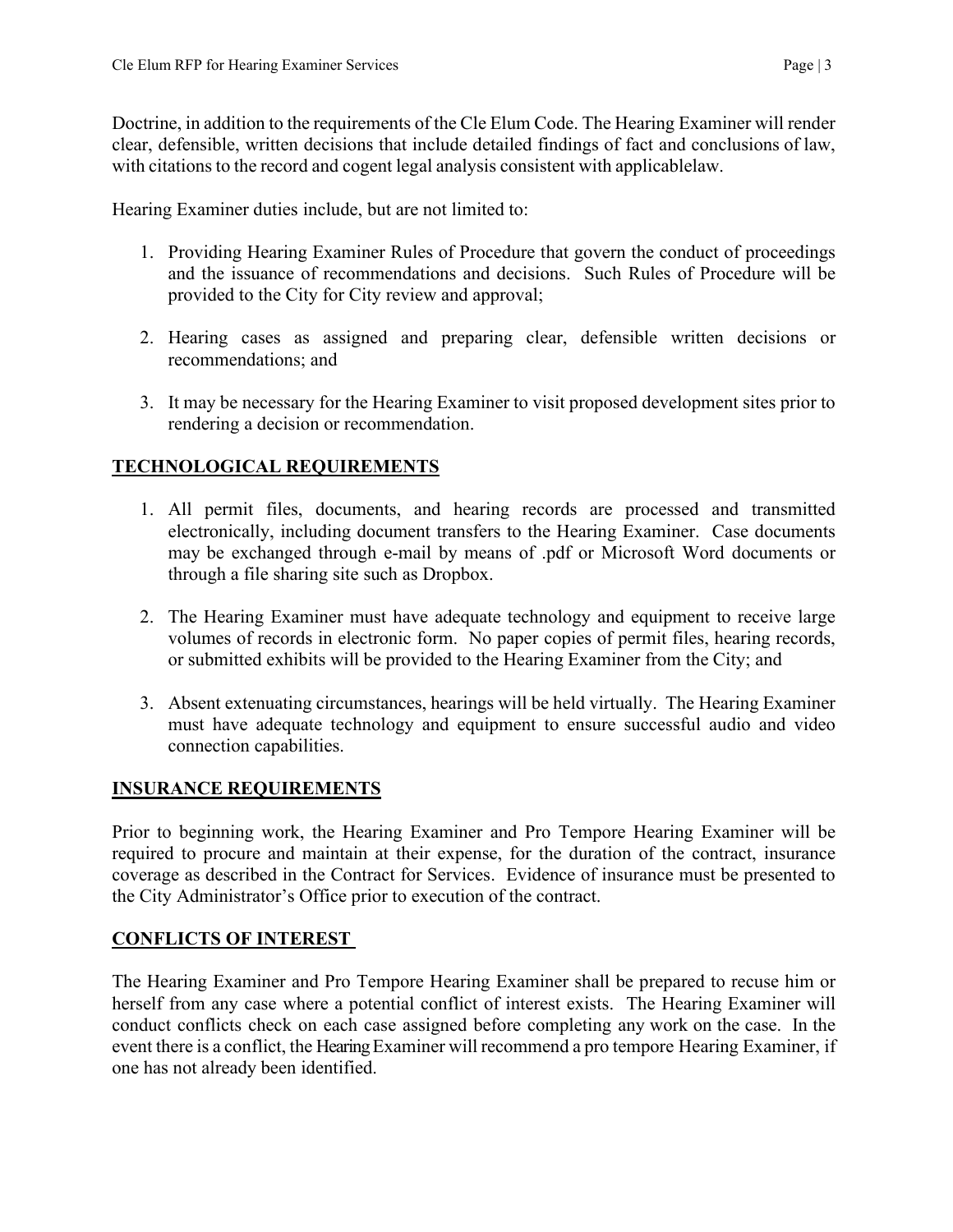Doctrine, in addition to the requirements of the Cle Elum Code. The Hearing Examiner will render clear, defensible, written decisions that include detailed findings of fact and conclusions of law, with citations to the record and cogent legal analysis consistent with applicablelaw.

Hearing Examiner duties include, but are not limited to:

1. Providing Hearing Examiner Rules of Procedure that govern the conduct of proceedings and the issuance of recommendations and decisions. Such Rules of Procedure will be provided to the City for City review and approval;

2. Hearing cases as assigned and preparing clear, defensible written decisions or recommendations; and

3. It may be necessary for the Hearing Examiner to visit proposed development sites prior to rendering a decision or recommendation.

## TECHNOLOGICAL REQUIREMENTS

1. All permit files, documents, and hearing records are processed and transmitted electronically, including document transfers to the Hearing Examiner. Case documents may be exchanged through e-mail by means of .pdf or Microsoft Word documents or through a file sharing site such as Dropbox.

2. The Hearing Examiner must have adequate technology and equipment to receive large volumes of records in electronic form. No paper copies of permit files, hearing records, or submitted exhibits will be provided to the Hearing Examiner from the City; and

3. Absent extenuating circumstances, hearings will be held virtually. The Hearing Examiner must have adequate technology and equipment to ensure successful audio and video connection capabilities.

## INSURANCE REQUIREMENTS

Prior to beginning work, the Hearing Examiner and Pro Tempore Hearing Examiner will be required to procure and maintain at their expense, for the duration of the contract, insurance coverage as described in the Contract for Services. Evidence of insurance must be presented to the City Administrator's Office prior to execution of the contract.

## CONFLICTS OF INTEREST

The Hearing Examiner and Pro Tempore Hearing Examiner shall be prepared to recuse him or herself from any case where a potential conflict of interest exists. The Hearing Examiner will conduct conflicts check on each case assigned before completing any work on the case. In the event there is a conflict, the Hearing Examiner will recommend a pro tempore Hearing Examiner, if one has not already been identified.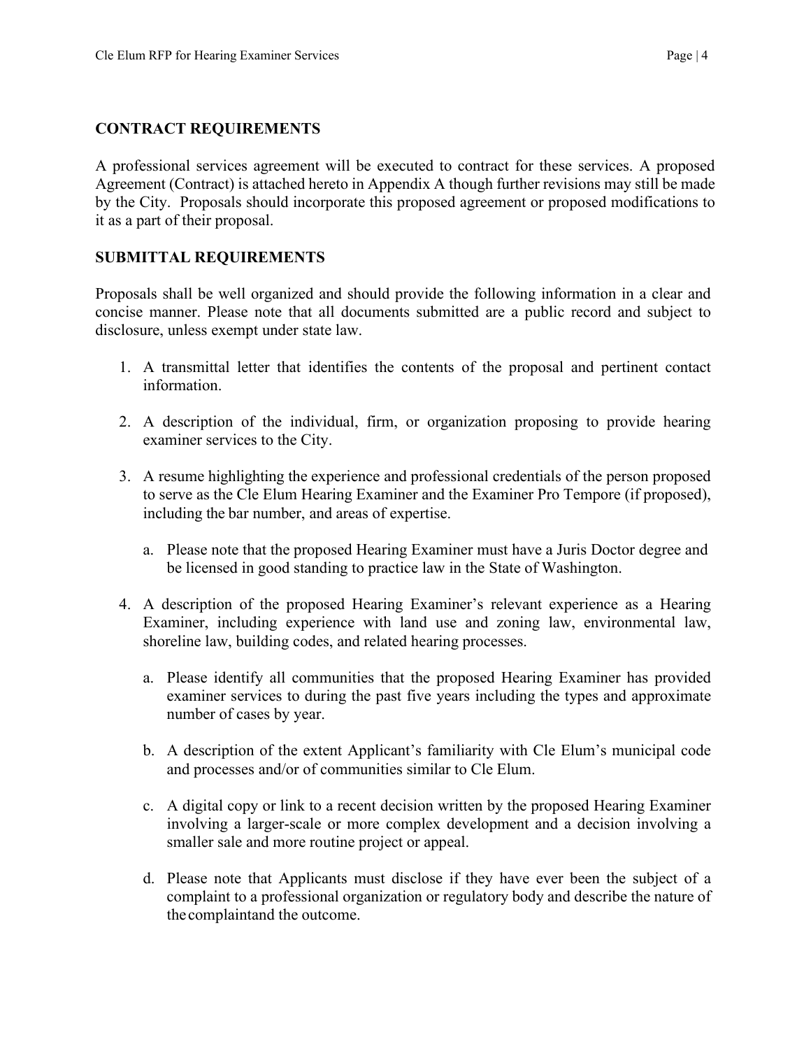## CONTRACT REQUIREMENTS

A professional services agreement will be executed to contract for these services. A proposed Agreement (Contract) is attached hereto in Appendix A though further revisions may still be made by the City. Proposals should incorporate this proposed agreement or proposed modifications to it as a part of their proposal.

## SUBMITTAL REQUIREMENTS

Proposals shall be well organized and should provide the following information in a clear and concise manner. Please note that all documents submitted are a public record and subject to disclosure, unless exempt under state law.

1. A transmittal letter that identifies the contents of the proposal and pertinent contact information.

2. A description of the individual, firm, or organization proposing to provide hearing examiner services to the City.

3. A resume highlighting the experience and professional credentials of the person proposed to serve as the Cle Elum Hearing Examiner and the Examiner Pro Tempore (if proposed), including the bar number, and areas of expertise.

   a. Please note that the proposed Hearing Examiner must have a Juris Doctor degree and be licensed in good standing to practice law in the State of Washington.

4. A description of the proposed Hearing Examiner's relevant experience as a Hearing Examiner, including experience with land use and zoning law, environmental law, shoreline law, building codes, and related hearing processes.

   a. Please identify all communities that the proposed Hearing Examiner has provided examiner services to during the past five years including the types and approximate number of cases by year.

   b. A description of the extent Applicant's familiarity with Cle Elum's municipal code and processes and/or of communities similar to Cle Elum.

   c. A digital copy or link to a recent decision written by the proposed Hearing Examiner involving a larger-scale or more complex development and a decision involving a smaller sale and more routine project or appeal.

   d. Please note that Applicants must disclose if they have ever been the subject of a complaint to a professional organization or regulatory body and describe the nature of the complaintand the outcome.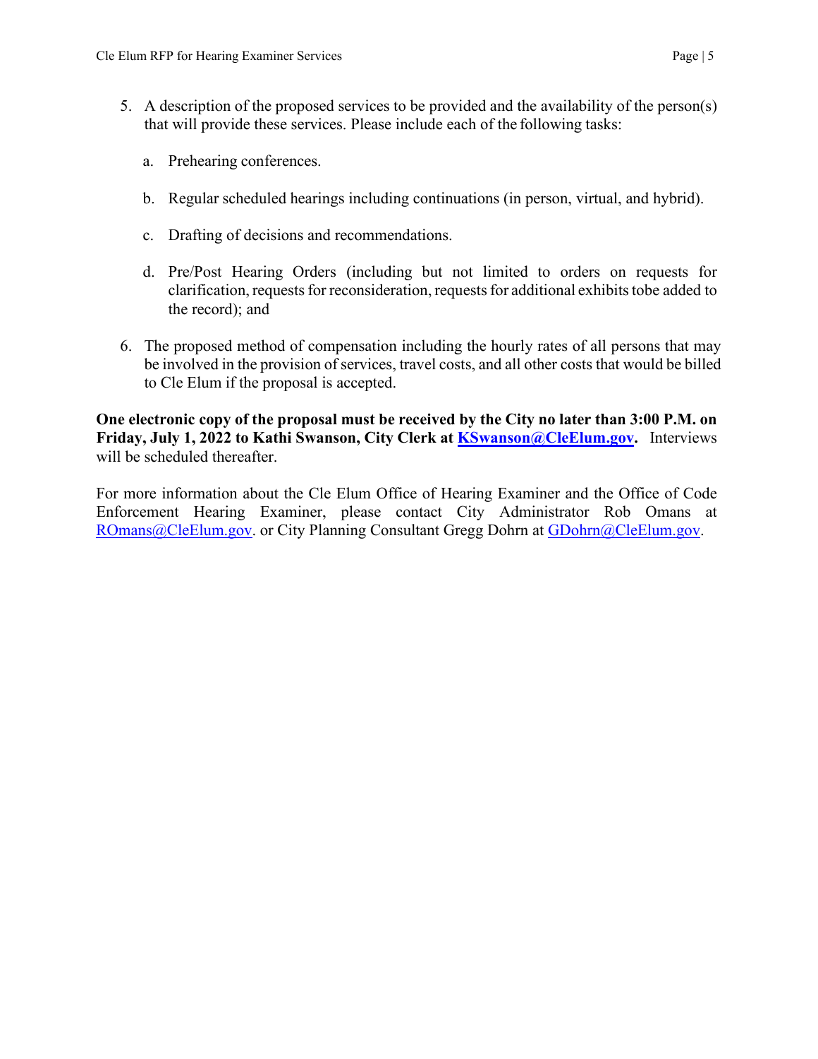5. A description of the proposed services to be provided and the availability of the person(s) that will provide these services. Please include each of the following tasks:

   a. Prehearing conferences.

   b. Regular scheduled hearings including continuations (in person, virtual, and hybrid).

   c. Drafting of decisions and recommendations.

   d. Pre/Post Hearing Orders (including but not limited to orders on requests for clarification, requests for reconsideration, requests for additional exhibits tobe added to the record); and

6. The proposed method of compensation including the hourly rates of all persons that may be involved in the provision of services, travel costs, and all other costs that would be billed to Cle Elum if the proposal is accepted.

**One electronic copy of the proposal must be received by the City no later than 3:00 P.M. on Friday, July 1, 2022 to Kathi Swanson, City Clerk at [KSwanson@CleElum.gov](mailto:KSwanson@CleElum.gov).** Interviews will be scheduled thereafter.

For more information about the Cle Elum Office of Hearing Examiner and the Office of Code Enforcement Hearing Examiner, please contact City Administrator Rob Omans at [ROmans@CleElum.gov](mailto:ROmans@CleElum.gov). or City Planning Consultant Gregg Dohrn at [GDohrn@CleElum.gov](mailto:GDohrn@CleElum.gov).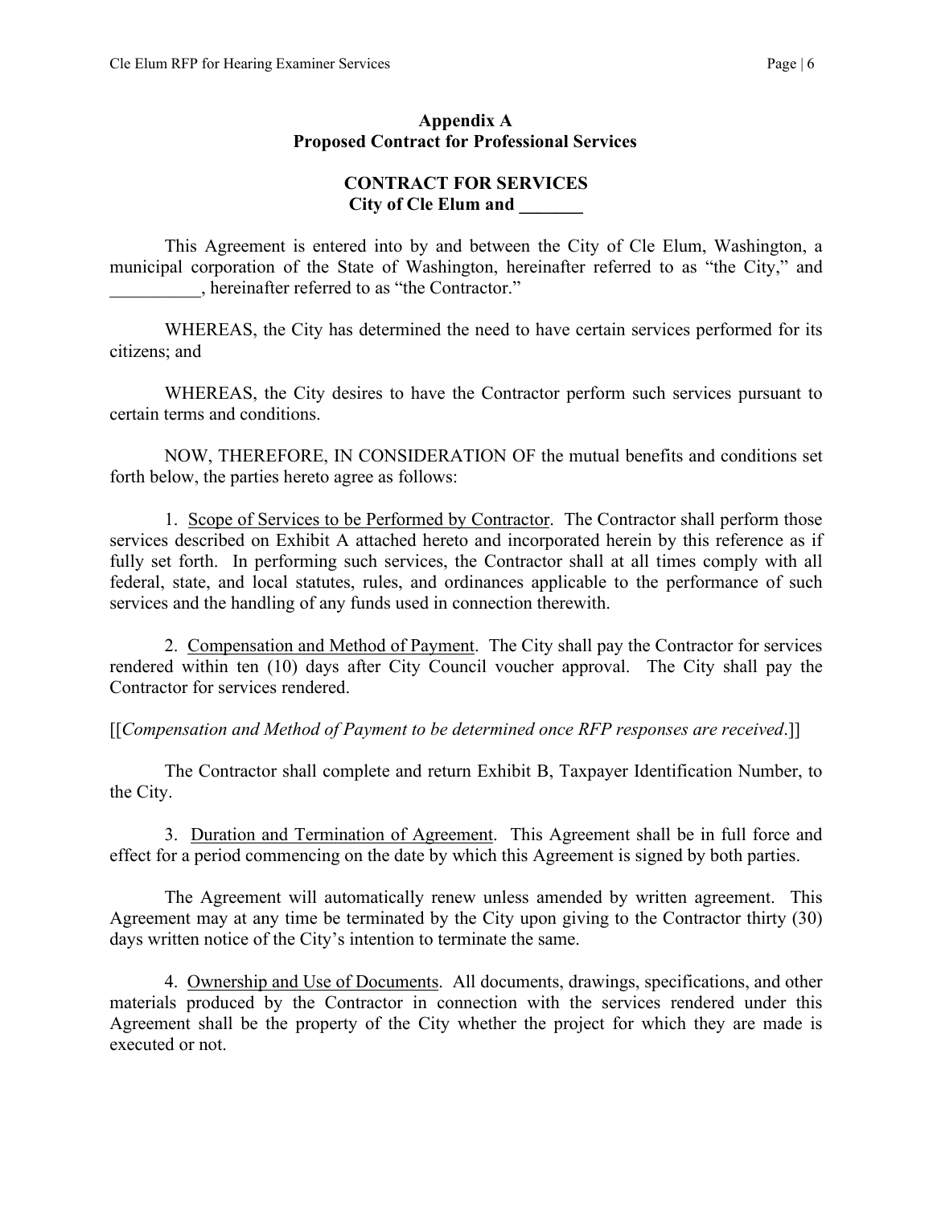## Appendix A
## Proposed Contract for Professional Services

### CONTRACT FOR SERVICES
### City of Cle Elum and _______

This Agreement is entered into by and between the City of Cle Elum, Washington, a municipal corporation of the State of Washington, hereinafter referred to as "the City," and __________, hereinafter referred to as "the Contractor."

WHEREAS, the City has determined the need to have certain services performed for its citizens; and

WHEREAS, the City desires to have the Contractor perform such services pursuant to certain terms and conditions.

NOW, THEREFORE, IN CONSIDERATION OF the mutual benefits and conditions set forth below, the parties hereto agree as follows:

1. Scope of Services to be Performed by Contractor. The Contractor shall perform those services described on Exhibit A attached hereto and incorporated herein by this reference as if fully set forth. In performing such services, the Contractor shall at all times comply with all federal, state, and local statutes, rules, and ordinances applicable to the performance of such services and the handling of any funds used in connection therewith.

2. Compensation and Method of Payment. The City shall pay the Contractor for services rendered within ten (10) days after City Council voucher approval. The City shall pay the Contractor for services rendered.

[[*Compensation and Method of Payment to be determined once RFP responses are received*.]]

The Contractor shall complete and return Exhibit B, Taxpayer Identification Number, to the City.

3. Duration and Termination of Agreement. This Agreement shall be in full force and effect for a period commencing on the date by which this Agreement is signed by both parties.

The Agreement will automatically renew unless amended by written agreement. This Agreement may at any time be terminated by the City upon giving to the Contractor thirty (30) days written notice of the City's intention to terminate the same.

4. Ownership and Use of Documents. All documents, drawings, specifications, and other materials produced by the Contractor in connection with the services rendered under this Agreement shall be the property of the City whether the project for which they are made is executed or not.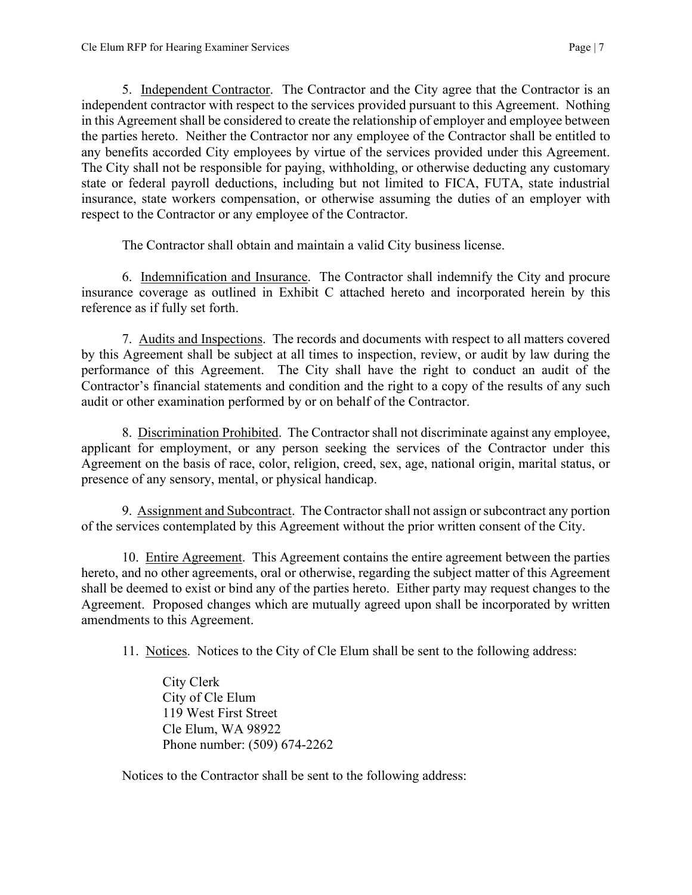5. Independent Contractor. The Contractor and the City agree that the Contractor is an independent contractor with respect to the services provided pursuant to this Agreement. Nothing in this Agreement shall be considered to create the relationship of employer and employee between the parties hereto. Neither the Contractor nor any employee of the Contractor shall be entitled to any benefits accorded City employees by virtue of the services provided under this Agreement. The City shall not be responsible for paying, withholding, or otherwise deducting any customary state or federal payroll deductions, including but not limited to FICA, FUTA, state industrial insurance, state workers compensation, or otherwise assuming the duties of an employer with respect to the Contractor or any employee of the Contractor.

The Contractor shall obtain and maintain a valid City business license.

6. Indemnification and Insurance. The Contractor shall indemnify the City and procure insurance coverage as outlined in Exhibit C attached hereto and incorporated herein by this reference as if fully set forth.

7. Audits and Inspections. The records and documents with respect to all matters covered by this Agreement shall be subject at all times to inspection, review, or audit by law during the performance of this Agreement. The City shall have the right to conduct an audit of the Contractor's financial statements and condition and the right to a copy of the results of any such audit or other examination performed by or on behalf of the Contractor.

8. Discrimination Prohibited. The Contractor shall not discriminate against any employee, applicant for employment, or any person seeking the services of the Contractor under this Agreement on the basis of race, color, religion, creed, sex, age, national origin, marital status, or presence of any sensory, mental, or physical handicap.

9. Assignment and Subcontract. The Contractor shall not assign or subcontract any portion of the services contemplated by this Agreement without the prior written consent of the City.

10. Entire Agreement. This Agreement contains the entire agreement between the parties hereto, and no other agreements, oral or otherwise, regarding the subject matter of this Agreement shall be deemed to exist or bind any of the parties hereto. Either party may request changes to the Agreement. Proposed changes which are mutually agreed upon shall be incorporated by written amendments to this Agreement.

11. Notices. Notices to the City of Cle Elum shall be sent to the following address:

City Clerk
City of Cle Elum
119 West First Street
Cle Elum, WA 98922
Phone number: (509) 674-2262

Notices to the Contractor shall be sent to the following address: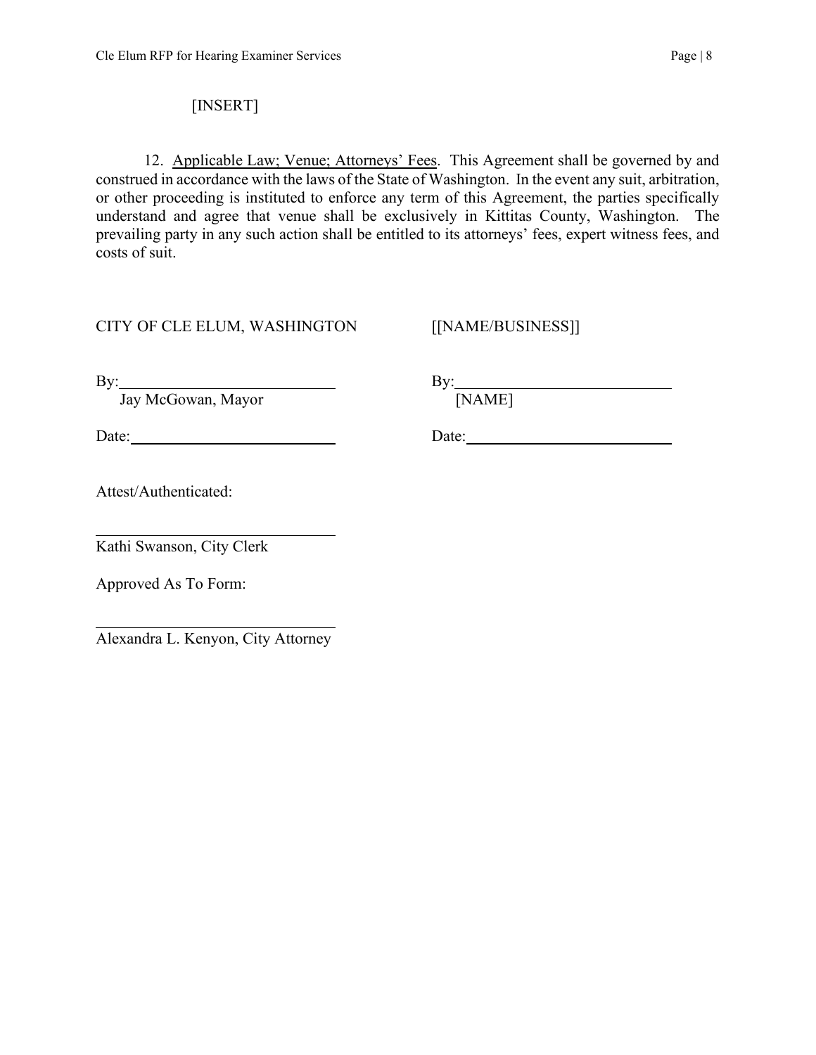[INSERT]

12. Applicable Law; Venue; Attorneys' Fees. This Agreement shall be governed by and construed in accordance with the laws of the State of Washington. In the event any suit, arbitration, or other proceeding is instituted to enforce any term of this Agreement, the parties specifically understand and agree that venue shall be exclusively in Kittitas County, Washington. The prevailing party in any such action shall be entitled to its attorneys' fees, expert witness fees, and costs of suit.

| CITY OF CLE ELUM, WASHINGTON | [[NAME/BUSINESS]] |
|---|---|
| By:\_\_\_\_\_\_\_\_\_\_\_\_\_\_\_\_\_\_\_\_\_\_\_\_ | By:\_\_\_\_\_\_\_\_\_\_\_\_\_\_\_\_\_\_\_\_\_\_\_\_ |
| Jay McGowan, Mayor | [NAME] |
| Date:\_\_\_\_\_\_\_\_\_\_\_\_\_\_\_\_\_\_\_\_\_\_ | Date:\_\_\_\_\_\_\_\_\_\_\_\_\_\_\_\_\_\_\_\_\_\_ |

Attest/Authenticated:

\_\_\_\_\_\_\_\_\_\_\_\_\_\_\_\_\_\_\_\_\_\_\_\_\_\_\_\_

Kathi Swanson, City Clerk

Approved As To Form:

\_\_\_\_\_\_\_\_\_\_\_\_\_\_\_\_\_\_\_\_\_\_\_\_\_\_\_\_

Alexandra L. Kenyon, City Attorney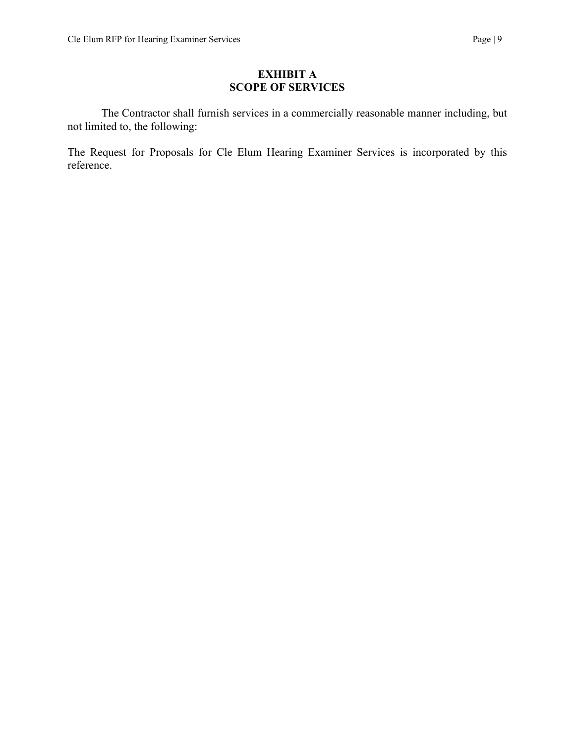# EXHIBIT A
# SCOPE OF SERVICES

The Contractor shall furnish services in a commercially reasonable manner including, but not limited to, the following:

The Request for Proposals for Cle Elum Hearing Examiner Services is incorporated by this reference.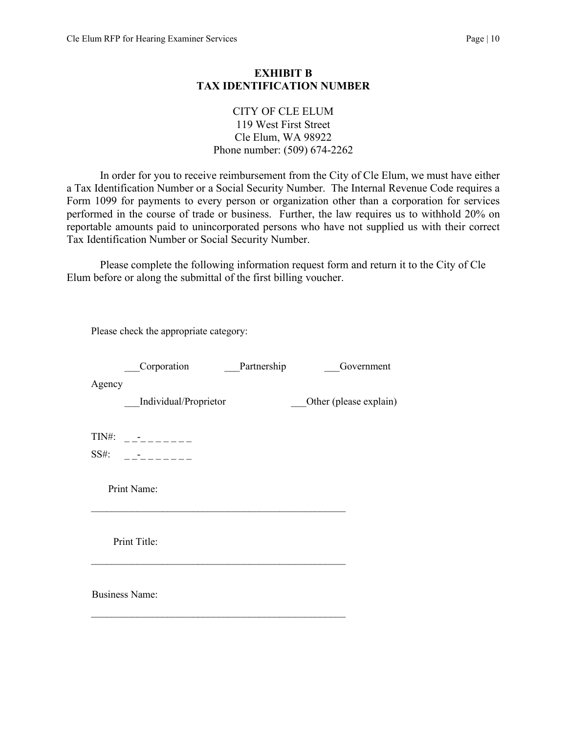# EXHIBIT B
# TAX IDENTIFICATION NUMBER

CITY OF CLE ELUM
119 West First Street
Cle Elum, WA 98922
Phone number: (509) 674-2262

In order for you to receive reimbursement from the City of Cle Elum, we must have either a Tax Identification Number or a Social Security Number. The Internal Revenue Code requires a Form 1099 for payments to every person or organization other than a corporation for services performed in the course of trade or business. Further, the law requires us to withhold 20% on reportable amounts paid to unincorporated persons who have not supplied us with their correct Tax Identification Number or Social Security Number.

Please complete the following information request form and return it to the City of Cle Elum before or along the submittal of the first billing voucher.

Please check the appropriate category:

___Corporation ___Partnership ___Government Agency

___Individual/Proprietor ___Other (please explain)

TIN#: _ _-_ _ _ _ _ _ _

SS#: _ _-_ _ _ _ _ _ _

Print Name:

____________________________________________________

Print Title:

____________________________________________________

Business Name:

____________________________________________________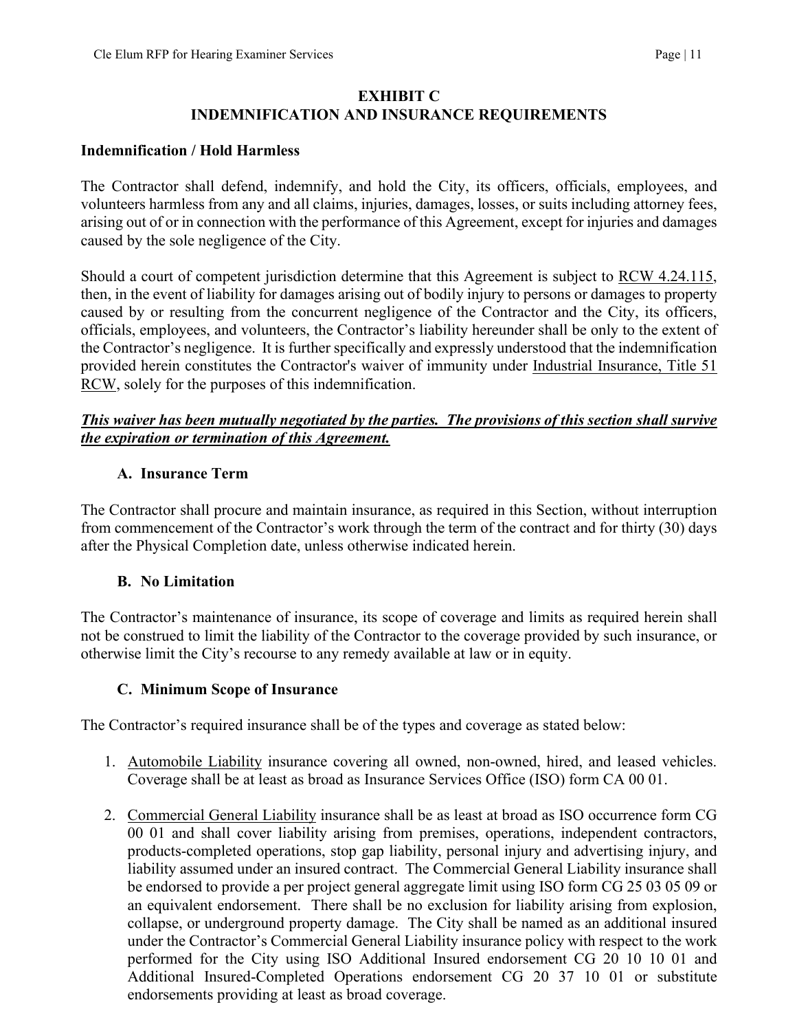## EXHIBIT C
## INDEMNIFICATION AND INSURANCE REQUIREMENTS

**Indemnification / Hold Harmless**

The Contractor shall defend, indemnify, and hold the City, its officers, officials, employees, and volunteers harmless from any and all claims, injuries, damages, losses, or suits including attorney fees, arising out of or in connection with the performance of this Agreement, except for injuries and damages caused by the sole negligence of the City.

Should a court of competent jurisdiction determine that this Agreement is subject to RCW 4.24.115, then, in the event of liability for damages arising out of bodily injury to persons or damages to property caused by or resulting from the concurrent negligence of the Contractor and the City, its officers, officials, employees, and volunteers, the Contractor's liability hereunder shall be only to the extent of the Contractor's negligence. It is further specifically and expressly understood that the indemnification provided herein constitutes the Contractor's waiver of immunity under Industrial Insurance, Title 51 RCW, solely for the purposes of this indemnification.

***This waiver has been mutually negotiated by the parties. The provisions of this section shall survive the expiration or termination of this Agreement.***

### A. Insurance Term

The Contractor shall procure and maintain insurance, as required in this Section, without interruption from commencement of the Contractor's work through the term of the contract and for thirty (30) days after the Physical Completion date, unless otherwise indicated herein.

### B. No Limitation

The Contractor's maintenance of insurance, its scope of coverage and limits as required herein shall not be construed to limit the liability of the Contractor to the coverage provided by such insurance, or otherwise limit the City's recourse to any remedy available at law or in equity.

### C. Minimum Scope of Insurance

The Contractor's required insurance shall be of the types and coverage as stated below:

1. Automobile Liability insurance covering all owned, non-owned, hired, and leased vehicles. Coverage shall be at least as broad as Insurance Services Office (ISO) form CA 00 01.

2. Commercial General Liability insurance shall be as least at broad as ISO occurrence form CG 00 01 and shall cover liability arising from premises, operations, independent contractors, products-completed operations, stop gap liability, personal injury and advertising injury, and liability assumed under an insured contract. The Commercial General Liability insurance shall be endorsed to provide a per project general aggregate limit using ISO form CG 25 03 05 09 or an equivalent endorsement. There shall be no exclusion for liability arising from explosion, collapse, or underground property damage. The City shall be named as an additional insured under the Contractor's Commercial General Liability insurance policy with respect to the work performed for the City using ISO Additional Insured endorsement CG 20 10 10 01 and Additional Insured-Completed Operations endorsement CG 20 37 10 01 or substitute endorsements providing at least as broad coverage.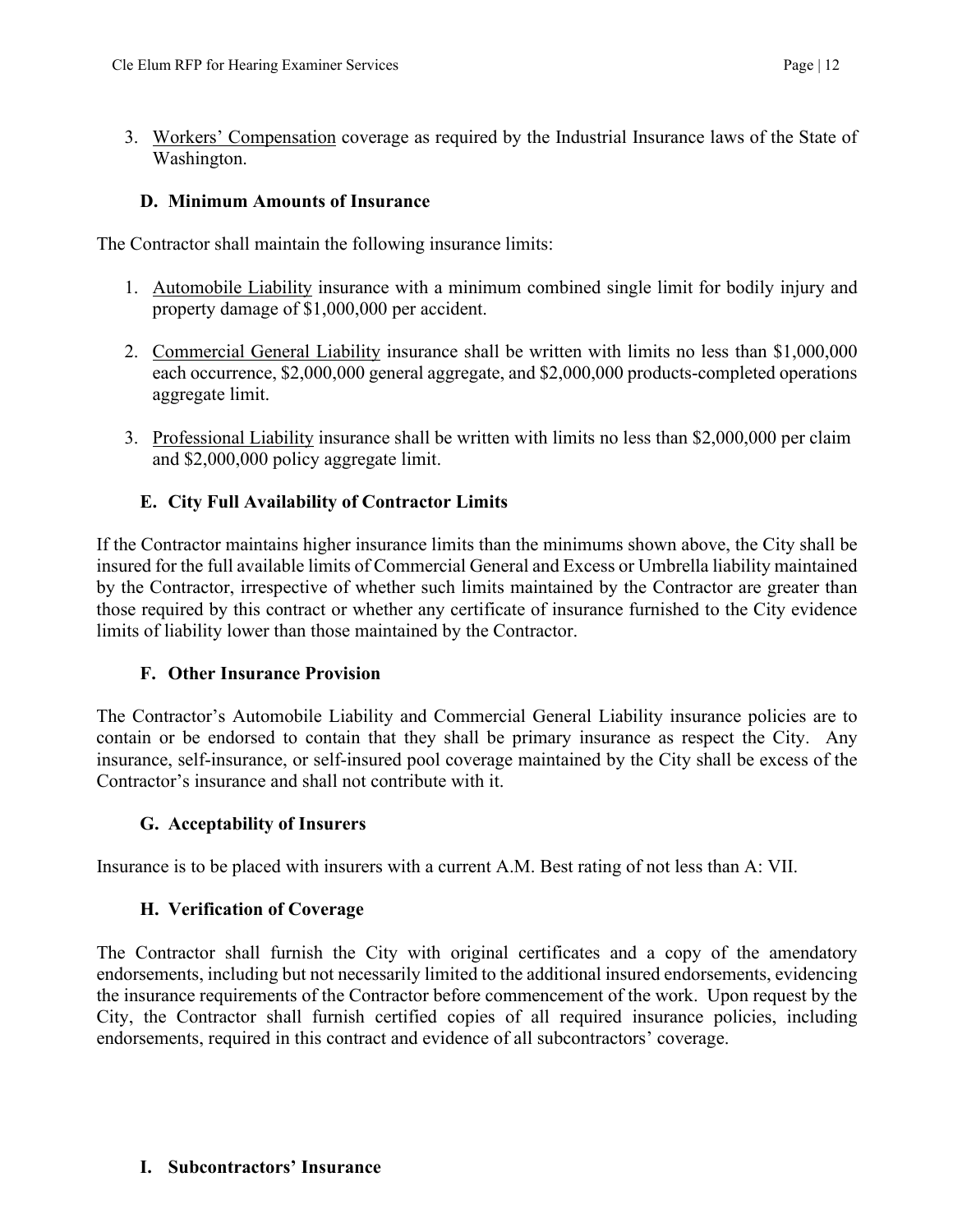3. Workers' Compensation coverage as required by the Industrial Insurance laws of the State of Washington.

### D. Minimum Amounts of Insurance

The Contractor shall maintain the following insurance limits:

1. Automobile Liability insurance with a minimum combined single limit for bodily injury and property damage of $1,000,000 per accident.

2. Commercial General Liability insurance shall be written with limits no less than $1,000,000 each occurrence, $2,000,000 general aggregate, and $2,000,000 products-completed operations aggregate limit.

3. Professional Liability insurance shall be written with limits no less than $2,000,000 per claim and $2,000,000 policy aggregate limit.

### E. City Full Availability of Contractor Limits

If the Contractor maintains higher insurance limits than the minimums shown above, the City shall be insured for the full available limits of Commercial General and Excess or Umbrella liability maintained by the Contractor, irrespective of whether such limits maintained by the Contractor are greater than those required by this contract or whether any certificate of insurance furnished to the City evidence limits of liability lower than those maintained by the Contractor.

### F. Other Insurance Provision

The Contractor's Automobile Liability and Commercial General Liability insurance policies are to contain or be endorsed to contain that they shall be primary insurance as respect the City. Any insurance, self-insurance, or self-insured pool coverage maintained by the City shall be excess of the Contractor's insurance and shall not contribute with it.

### G. Acceptability of Insurers

Insurance is to be placed with insurers with a current A.M. Best rating of not less than A: VII.

### H. Verification of Coverage

The Contractor shall furnish the City with original certificates and a copy of the amendatory endorsements, including but not necessarily limited to the additional insured endorsements, evidencing the insurance requirements of the Contractor before commencement of the work. Upon request by the City, the Contractor shall furnish certified copies of all required insurance policies, including endorsements, required in this contract and evidence of all subcontractors' coverage.

### I. Subcontractors' Insurance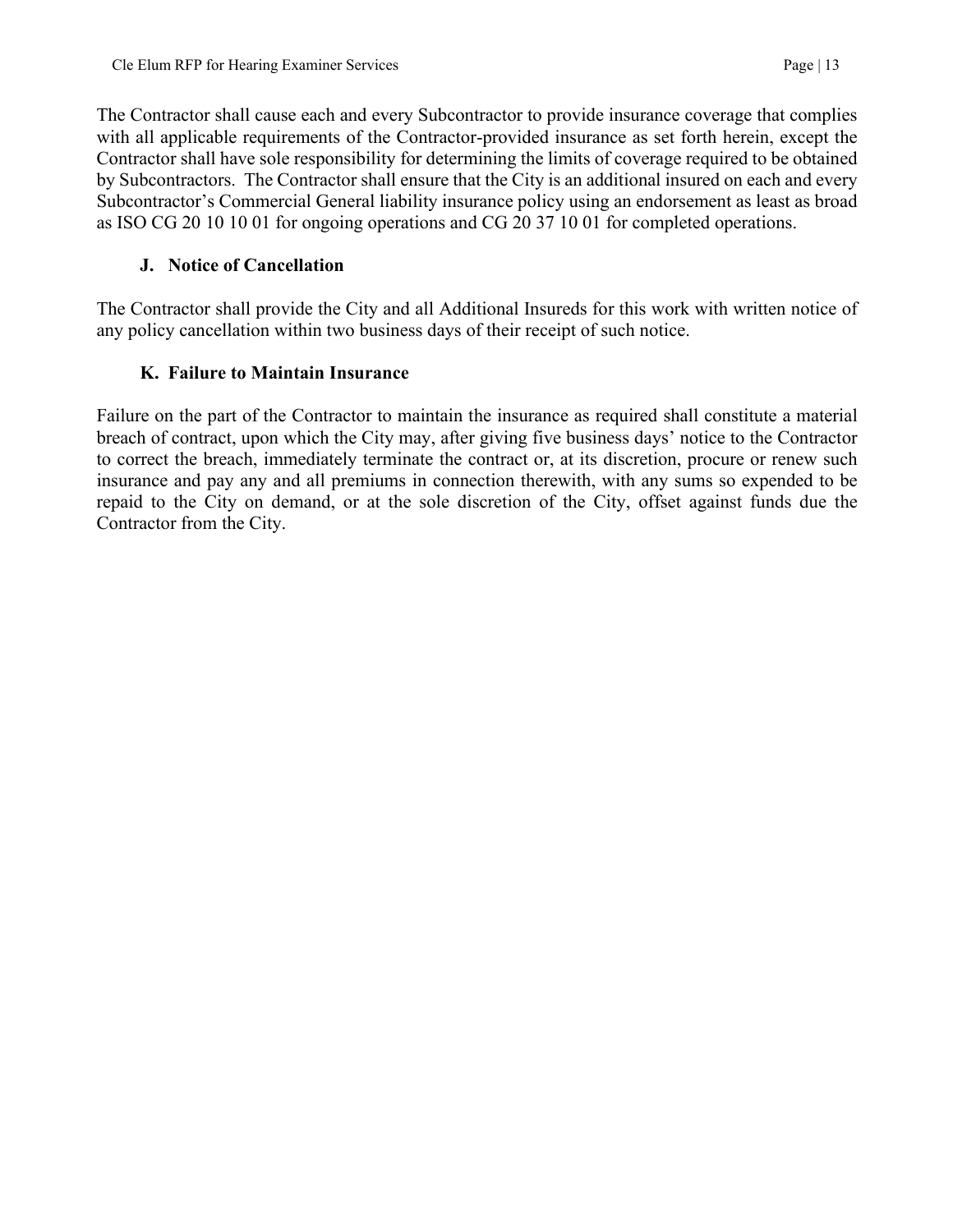The Contractor shall cause each and every Subcontractor to provide insurance coverage that complies with all applicable requirements of the Contractor-provided insurance as set forth herein, except the Contractor shall have sole responsibility for determining the limits of coverage required to be obtained by Subcontractors. The Contractor shall ensure that the City is an additional insured on each and every Subcontractor's Commercial General liability insurance policy using an endorsement as least as broad as ISO CG 20 10 10 01 for ongoing operations and CG 20 37 10 01 for completed operations.

### J. Notice of Cancellation

The Contractor shall provide the City and all Additional Insureds for this work with written notice of any policy cancellation within two business days of their receipt of such notice.

### K. Failure to Maintain Insurance

Failure on the part of the Contractor to maintain the insurance as required shall constitute a material breach of contract, upon which the City may, after giving five business days' notice to the Contractor to correct the breach, immediately terminate the contract or, at its discretion, procure or renew such insurance and pay any and all premiums in connection therewith, with any sums so expended to be repaid to the City on demand, or at the sole discretion of the City, offset against funds due the Contractor from the City.